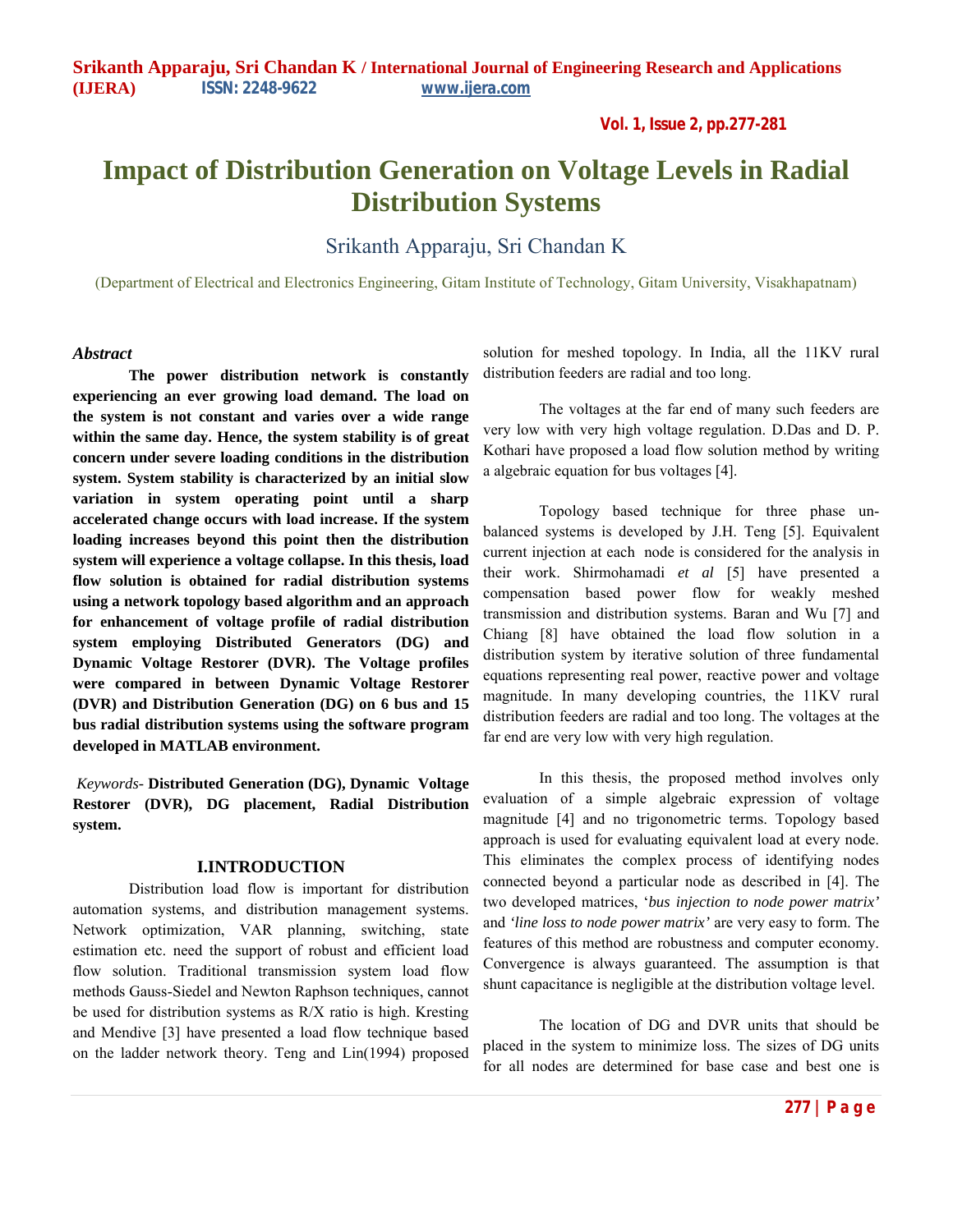# Impact of Distribution Generation on Voltage Levels in Radial Distribution Systems

Srikanth Apparaju, Sri Chandan K

(Department of Electrical and Electronics Engineering, Gitam Institute of Technology, Gitam University, Visakhapatnam)

***Abstract***

**The power distribution network is constantly experiencing an ever growing load demand. The load on the system is not constant and varies over a wide range within the same day. Hence, the system stability is of great concern under severe loading conditions in the distribution system. System stability is characterized by an initial slow variation in system operating point until a sharp accelerated change occurs with load increase. If the system loading increases beyond this point then the distribution system will experience a voltage collapse. In this thesis, load flow solution is obtained for radial distribution systems using a network topology based algorithm and an approach for enhancement of voltage profile of radial distribution system employing Distributed Generators (DG) and Dynamic Voltage Restorer (DVR). The Voltage profiles were compared in between Dynamic Voltage Restorer (DVR) and Distribution Generation (DG) on 6 bus and 15 bus radial distribution systems using the software program developed in MATLAB environment.**

*Keywords-* **Distributed Generation (DG), Dynamic Voltage Restorer (DVR), DG placement, Radial Distribution system.**

## I.INTRODUCTION

Distribution load flow is important for distribution automation systems, and distribution management systems. Network optimization, VAR planning, switching, state estimation etc. need the support of robust and efficient load flow solution. Traditional transmission system load flow methods Gauss-Siedel and Newton Raphson techniques, cannot be used for distribution systems as R/X ratio is high. Kresting and Mendive [3] have presented a load flow technique based on the ladder network theory. Teng and Lin(1994) proposed solution for meshed topology. In India, all the 11KV rural distribution feeders are radial and too long.

The voltages at the far end of many such feeders are very low with very high voltage regulation. D.Das and D. P. Kothari have proposed a load flow solution method by writing a algebraic equation for bus voltages [4].

Topology based technique for three phase un-balanced systems is developed by J.H. Teng [5]. Equivalent current injection at each node is considered for the analysis in their work. Shirmohamadi *et al* [5] have presented a compensation based power flow for weakly meshed transmission and distribution systems. Baran and Wu [7] and Chiang [8] have obtained the load flow solution in a distribution system by iterative solution of three fundamental equations representing real power, reactive power and voltage magnitude. In many developing countries, the 11KV rural distribution feeders are radial and too long. The voltages at the far end are very low with very high regulation.

In this thesis, the proposed method involves only evaluation of a simple algebraic expression of voltage magnitude [4] and no trigonometric terms. Topology based approach is used for evaluating equivalent load at every node. This eliminates the complex process of identifying nodes connected beyond a particular node as described in [4]. The two developed matrices, '*bus injection to node power matrix'* and *'line loss to node power matrix'* are very easy to form. The features of this method are robustness and computer economy. Convergence is always guaranteed. The assumption is that shunt capacitance is negligible at the distribution voltage level.

The location of DG and DVR units that should be placed in the system to minimize loss. The sizes of DG units for all nodes are determined for base case and best one is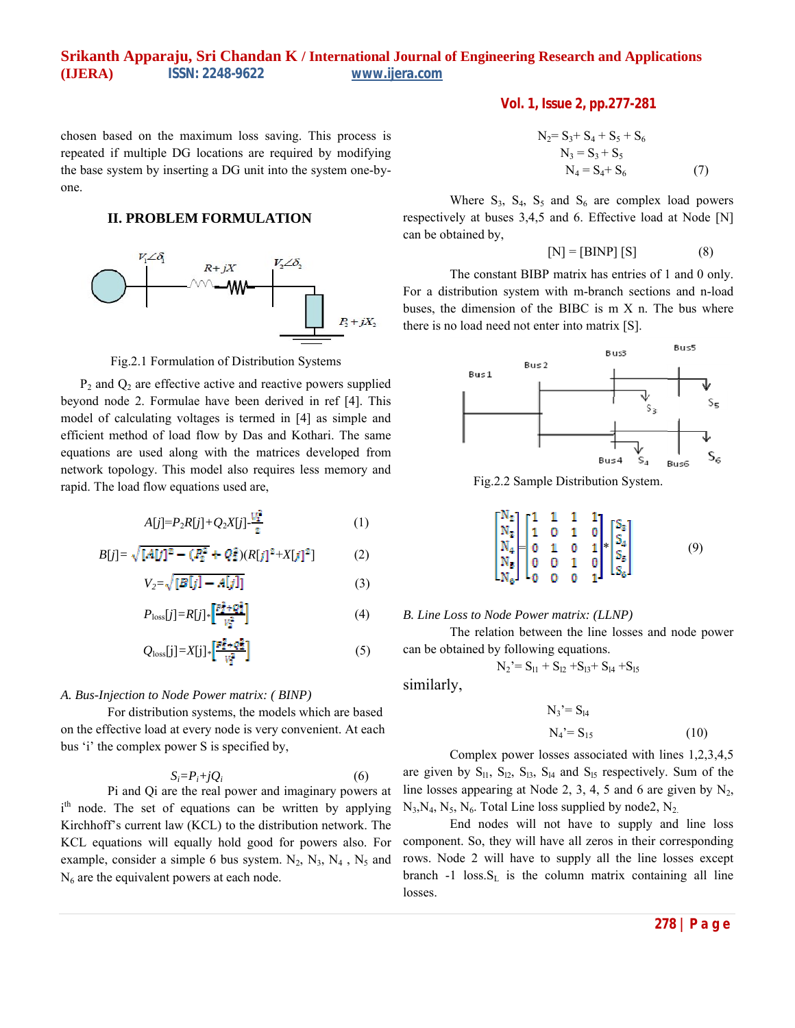chosen based on the maximum loss saving. This process is repeated if multiple DG locations are required by modifying the base system by inserting a DG unit into the system one-by-one.

## II. PROBLEM FORMULATION

Fig.2.1 Formulation of Distribution Systems

$P_2$ and $Q_2$ are effective active and reactive powers supplied beyond node 2. Formulae have been derived in ref [4]. This model of calculating voltages is termed in [4] as simple and efficient method of load flow by Das and Kothari. The same equations are used along with the matrices developed from network topology. This model also requires less memory and rapid. The load flow equations used are,

$$A[j]=P_2R[j]+Q_2X[j]-\frac{V_1^2}{2} \tag{1}$$

$$B[j]=\sqrt{[A[j]^2-(P_2^2+Q_2^2)(R[j]^2+X[j]^2]} \tag{2}$$

$$V_2=\sqrt{[B[j]-A[j]]} \tag{3}$$

$$P_{loss}[j]=R[j]*\left[\frac{P_2^2+Q_2^2}{V_2^2}\right] \tag{4}$$

$$Q_{loss}[j]=X[j]*\left[\frac{P_2^2+Q_2^2}{V_2^2}\right] \tag{5}$$

*A. Bus-Injection to Node Power matrix: ( BINP)*

For distribution systems, the models which are based on the effective load at every node is very convenient. At each bus 'i' the complex power S is specified by,

$$S_i=P_i+jQ_i \tag{6}$$

Pi and Qi are the real power and imaginary powers at i[th] node. The set of equations can be written by applying Kirchhoff's current law (KCL) to the distribution network. The KCL equations will equally hold good for powers also. For example, consider a simple 6 bus system. $N_2$, $N_3$, $N_4$ , $N_5$ and $N_6$ are the equivalent powers at each node.

$$N_2= S_3+ S_4 + S_5 + S_6$$
$$N_3 = S_3 + S_5$$
$$N_4 = S_4+ S_6 \tag{7}$$

Where $S_3$, $S_4$, $S_5$ and $S_6$ are complex load powers respectively at buses 3,4,5 and 6. Effective load at Node [N] can be obtained by,

$$[N] = [BINP] [S] \tag{8}$$

The constant BIBP matrix has entries of 1 and 0 only. For a distribution system with m-branch sections and n-load buses, the dimension of the BIBC is m X n. The bus where there is no load need not enter into matrix [S].

Fig.2.2 Sample Distribution System.

$$\begin{bmatrix} N_2 \\ N_3 \\ N_4 \\ N_5 \\ N_6 \end{bmatrix} = \begin{bmatrix} 1 & 1 & 1 & 1 \\ 1 & 0 & 1 & 0 \\ 0 & 1 & 0 & 1 \\ 0 & 0 & 1 & 0 \\ 0 & 0 & 0 & 1 \end{bmatrix} * \begin{bmatrix} S_3 \\ S_4 \\ S_5 \\ S_6 \end{bmatrix} \tag{9}$$

*B. Line Loss to Node Power matrix: (LLNP)*

The relation between the line losses and node power can be obtained by following equations.

$$N_2' = S_{l1} + S_{l2} + S_{l3} + S_{l4} + S_{l5}$$

similarly,

$$N_3' = S_{l4}$$
$$N_4' = S_{l5} \tag{10}$$

Complex power losses associated with lines 1,2,3,4,5 are given by $S_{l1}$, $S_{l2}$, $S_{l3}$, $S_{l4}$ and $S_{l5}$ respectively. Sum of the line losses appearing at Node 2, 3, 4, 5 and 6 are given by $N_2$, $N_3$, $N_4$, $N_5$, $N_6$. Total Line loss supplied by node2, $N_2$.

End nodes will not have to supply and line loss component. So, they will have all zeros in their corresponding rows. Node 2 will have to supply all the line losses except branch -1 loss. $S_L$ is the column matrix containing all line losses.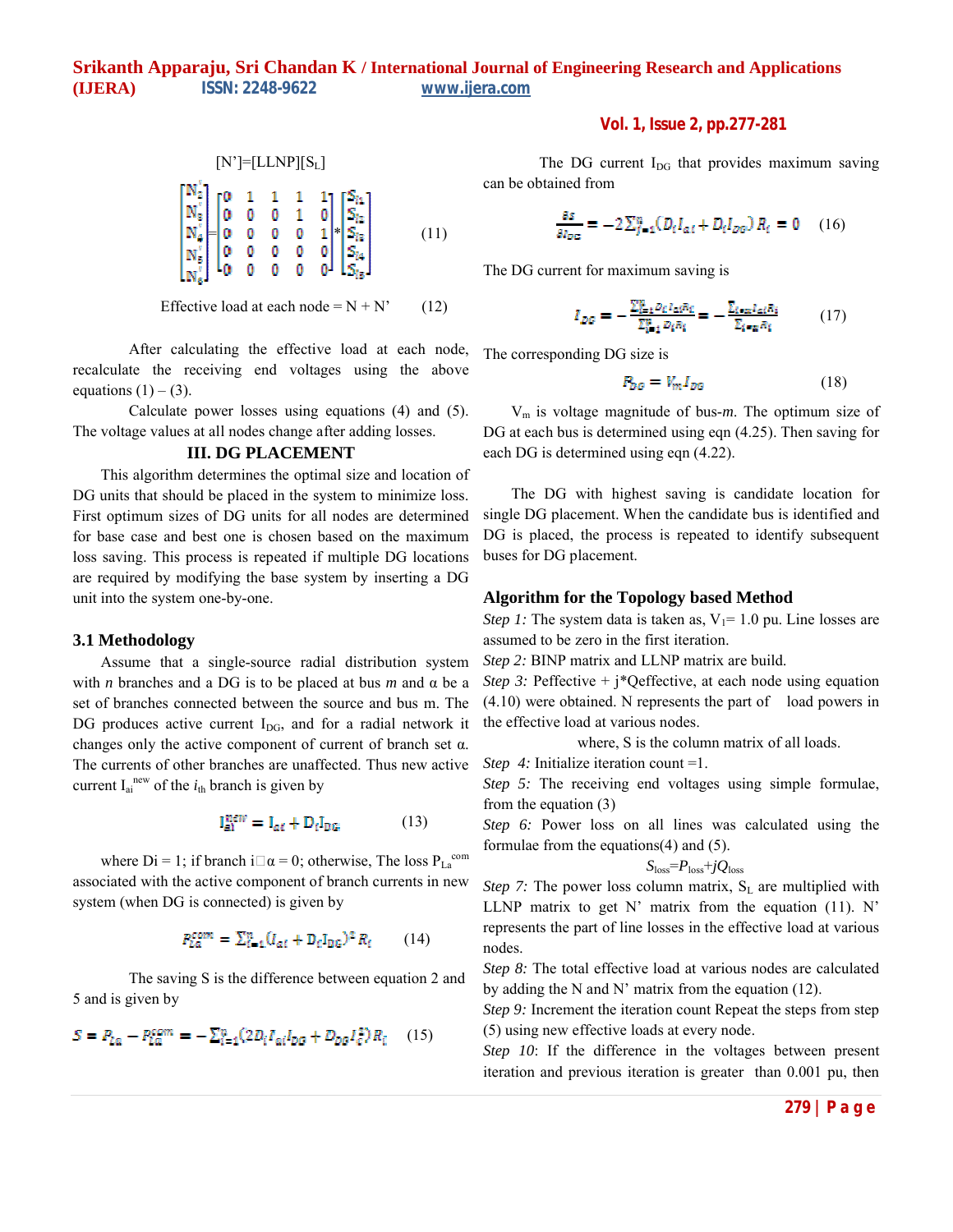$$[N'] = [LLNP][S_L]$$

$$\begin{bmatrix} N'_2 \\ N'_3 \\ N'_4 \\ N'_5 \\ N'_6 \end{bmatrix} = \begin{bmatrix} 0 & 1 & 1 & 1 & 1 \\ 0 & 0 & 0 & 1 & 0 \\ 0 & 0 & 0 & 0 & 1 \\ 0 & 0 & 0 & 0 & 0 \\ 0 & 0 & 0 & 0 & 0 \end{bmatrix} * \begin{bmatrix} S_{l1} \\ S_{l2} \\ S_{l3} \\ S_{l4} \\ S_{l5} \end{bmatrix} \quad (11)$$

Effective load at each node = N + N' (12)

After calculating the effective load at each node, recalculate the receiving end voltages using the above equations (1) – (3).

Calculate power losses using equations (4) and (5). The voltage values at all nodes change after adding losses.

## III. DG PLACEMENT

This algorithm determines the optimal size and location of DG units that should be placed in the system to minimize loss. First optimum sizes of DG units for all nodes are determined for base case and best one is chosen based on the maximum loss saving. This process is repeated if multiple DG locations are required by modifying the base system by inserting a DG unit into the system one-by-one.

### 3.1 Methodology

Assume that a single-source radial distribution system with $n$ branches and a DG is to be placed at bus $m$ and α be a set of branches connected between the source and bus m. The DG produces active current $I_{DG}$, and for a radial network it changes only the active component of current of branch set α. The currents of other branches are unaffected. Thus new active current $I_{ai}^{new}$ of the $i_{th}$ branch is given by

$$I_{ai}^{new} = I_{ai} + D_i I_{DG} \quad (13)$$

where Di = 1; if branch i□α = 0; otherwise, The loss $P_{La}^{com}$ associated with the active component of branch currents in new system (when DG is connected) is given by

$$P_{La}^{com} = \sum_{i=1}^{n} (I_{ai} + D_i I_{DG})^2 R_i \quad (14)$$

The saving S is the difference between equation 2 and 5 and is given by

$$S = P_{La} - P_{La}^{com} = -\sum_{i=1}^{n} (2 D_i I_{ai} I_{DG} + D_{DG} I_i^2) R_i \quad (15)$$

The DG current $I_{DG}$ that provides maximum saving can be obtained from

$$\frac{\partial s}{\partial I_{DG}} = -2 \sum_{j=1}^{n} (D_i I_{ai} + D_i I_{DG}) R_i = 0 \quad (16)$$

The DG current for maximum saving is

$$I_{DG} = -\frac{\sum_{i=1}^{n} D_i I_{ai} R_i}{\sum_{j=1}^{n} D_i R_i} = -\frac{\sum_{i \in \alpha} I_{ai} R_i}{\sum_{i \in \alpha} R_i} \quad (17)$$

The corresponding DG size is

$$P_{DG} = V_m I_{DG} \quad (18)$$

$V_m$ is voltage magnitude of bus-*m*. The optimum size of DG at each bus is determined using eqn (4.25). Then saving for each DG is determined using eqn (4.22).

The DG with highest saving is candidate location for single DG placement. When the candidate bus is identified and DG is placed, the process is repeated to identify subsequent buses for DG placement.

### Algorithm for the Topology based Method

*Step 1:* The system data is taken as, $V_1$= 1.0 pu. Line losses are assumed to be zero in the first iteration.

*Step 2:* BINP matrix and LLNP matrix are build.

*Step 3:* Peffective + j*Qeffective, at each node using equation (4.10) were obtained. N represents the part of load powers in the effective load at various nodes.

where, S is the column matrix of all loads.

*Step 4:* Initialize iteration count =1.

*Step 5:* The receiving end voltages using simple formulae, from the equation (3)

*Step 6:* Power loss on all lines was calculated using the formulae from the equations(4) and (5).

$$S_{loss} = P_{loss} + jQ_{loss}$$

*Step 7:* The power loss column matrix, $S_L$ are multiplied with LLNP matrix to get N' matrix from the equation (11). N' represents the part of line losses in the effective load at various nodes.

*Step 8:* The total effective load at various nodes are calculated by adding the N and N' matrix from the equation (12).

*Step 9:* Increment the iteration count Repeat the steps from step (5) using new effective loads at every node.

*Step 10*: If the difference in the voltages between present iteration and previous iteration is greater than 0.001 pu, then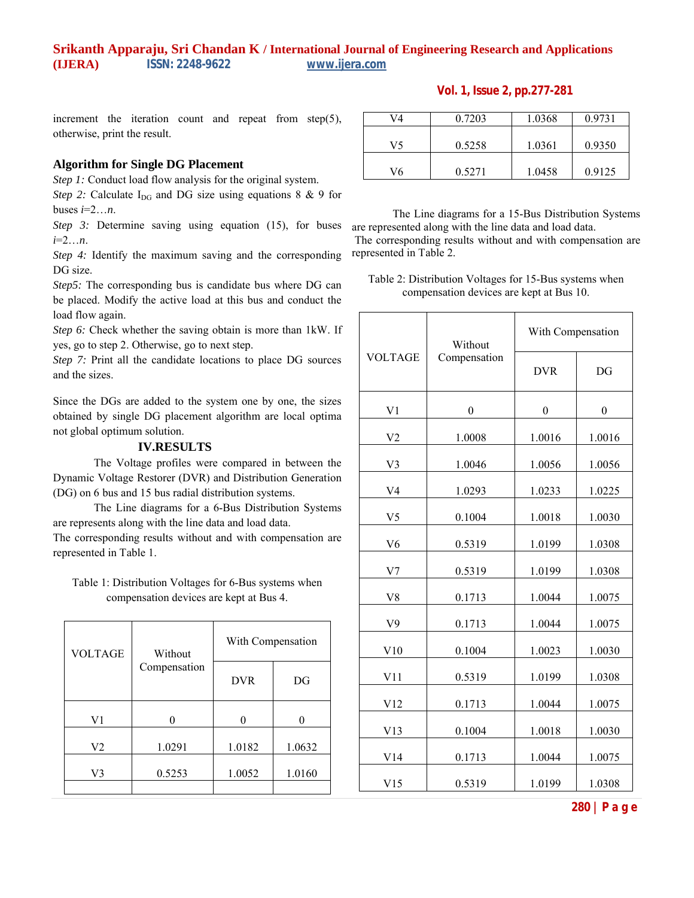increment the iteration count and repeat from step(5), otherwise, print the result.

### Algorithm for Single DG Placement

*Step 1:* Conduct load flow analysis for the original system.

*Step 2:* Calculate $I_{DG}$ and DG size using equations 8 & 9 for buses *i*=2…*n*.

*Step 3:* Determine saving using equation (15), for buses *i*=2…*n*.

*Step 4:* Identify the maximum saving and the corresponding DG size.

*Step5:* The corresponding bus is candidate bus where DG can be placed. Modify the active load at this bus and conduct the load flow again.

*Step 6:* Check whether the saving obtain is more than 1kW. If yes, go to step 2. Otherwise, go to next step.

*Step 7:* Print all the candidate locations to place DG sources and the sizes.

Since the DGs are added to the system one by one, the sizes obtained by single DG placement algorithm are local optima not global optimum solution.

## IV.RESULTS

The Voltage profiles were compared in between the Dynamic Voltage Restorer (DVR) and Distribution Generation (DG) on 6 bus and 15 bus radial distribution systems.

The Line diagrams for a 6-Bus Distribution Systems are represents along with the line data and load data.

The corresponding results without and with compensation are represented in Table 1.

Table 1: Distribution Voltages for 6-Bus systems when compensation devices are kept at Bus 4.

| VOLTAGE | Without Compensation | With Compensation | |
|---|---|---|---|
| | | DVR | DG |
| V1 | 0 | 0 | 0 |
| V2 | 1.0291 | 1.0182 | 1.0632 |
| V3 | 0.5253 | 1.0052 | 1.0160 |
| V4 | 0.7203 | 1.0368 | 0.9731 |
| V5 | 0.5258 | 1.0361 | 0.9350 |
| V6 | 0.5271 | 1.0458 | 0.9125 |

The Line diagrams for a 15-Bus Distribution Systems are represented along with the line data and load data.

The corresponding results without and with compensation are represented in Table 2.

Table 2: Distribution Voltages for 15-Bus systems when compensation devices are kept at Bus 10.

| VOLTAGE | Without Compensation | With Compensation | |
|---|---|---|---|
| | | DVR | DG |
| V1 | 0 | 0 | 0 |
| V2 | 1.0008 | 1.0016 | 1.0016 |
| V3 | 1.0046 | 1.0056 | 1.0056 |
| V4 | 1.0293 | 1.0233 | 1.0225 |
| V5 | 0.1004 | 1.0018 | 1.0030 |
| V6 | 0.5319 | 1.0199 | 1.0308 |
| V7 | 0.5319 | 1.0199 | 1.0308 |
| V8 | 0.1713 | 1.0044 | 1.0075 |
| V9 | 0.1713 | 1.0044 | 1.0075 |
| V10 | 0.1004 | 1.0023 | 1.0030 |
| V11 | 0.5319 | 1.0199 | 1.0308 |
| V12 | 0.1713 | 1.0044 | 1.0075 |
| V13 | 0.1004 | 1.0018 | 1.0030 |
| V14 | 0.1713 | 1.0044 | 1.0075 |
| V15 | 0.5319 | 1.0199 | 1.0308 |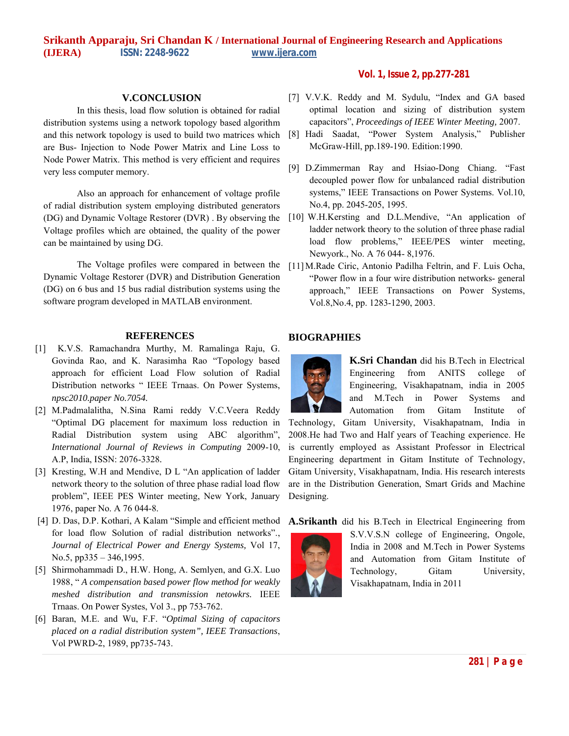## V.CONCLUSION

In this thesis, load flow solution is obtained for radial distribution systems using a network topology based algorithm and this network topology is used to build two matrices which are Bus- Injection to Node Power Matrix and Line Loss to Node Power Matrix. This method is very efficient and requires very less computer memory.

Also an approach for enhancement of voltage profile of radial distribution system employing distributed generators (DG) and Dynamic Voltage Restorer (DVR) . By observing the Voltage profiles which are obtained, the quality of the power can be maintained by using DG.

The Voltage profiles were compared in between the Dynamic Voltage Restorer (DVR) and Distribution Generation (DG) on 6 bus and 15 bus radial distribution systems using the software program developed in MATLAB environment.

## REFERENCES

[1] K.V.S. Ramachandra Murthy, M. Ramalinga Raju, G. Govinda Rao, and K. Narasimha Rao "Topology based approach for efficient Load Flow solution of Radial Distribution networks " IEEE Trnaas. On Power Systems, *npsc2010.paper No.7054.*

[2] M.Padmalalitha, N.Sina Rami reddy V.C.Veera Reddy "Optimal DG placement for maximum loss reduction in Radial Distribution system using ABC algorithm", *International Journal of Reviews in Computing* 2009-10, A.P, India, ISSN: 2076-3328.

[3] Kresting, W.H and Mendive, D L "An application of ladder network theory to the solution of three phase radial load flow problem", IEEE PES Winter meeting, New York, January 1976, paper No. A 76 044-8.

[4] D. Das, D.P. Kothari, A Kalam "Simple and efficient method for load flow Solution of radial distribution networks"., *Journal of Electrical Power and Energy Systems,* Vol 17, No.5, pp335 – 346,1995.

[5] Shirmohammadi D., H.W. Hong, A. Semlyen, and G.X. Luo 1988, " *A compensation based power flow method for weakly meshed distribution and transmission netowkrs.* IEEE Trnaas. On Power Systes, Vol 3., pp 753-762.

[6] Baran, M.E. and Wu, F.F. "*Optimal Sizing of capacitors placed on a radial distribution system", IEEE Transactions*, Vol PWRD-2, 1989, pp735-743.

[7] V.V.K. Reddy and M. Sydulu, "Index and GA based optimal location and sizing of distribution system capacitors", *Proceedings of IEEE Winter Meeting,* 2007.

[8] Hadi Saadat, "Power System Analysis," Publisher McGraw-Hill, pp.189-190. Edition:1990.

[9] D.Zimmerman Ray and Hsiao-Dong Chiang. "Fast decoupled power flow for unbalanced radial distribution systems," IEEE Transactions on Power Systems. Vol.10, No.4, pp. 2045-205, 1995.

[10] W.H.Kersting and D.L.Mendive, "An application of ladder network theory to the solution of three phase radial load flow problems," IEEE/PES winter meeting, Newyork., No. A 76 044- 8,1976.

[11] M.Rade Ciric, Antonio Padilha Feltrin, and F. Luis Ocha, "Power flow in a four wire distribution networks- general approach," IEEE Transactions on Power Systems, Vol.8,No.4, pp. 1283-1290, 2003.

## BIOGRAPHIES

**K.Sri Chandan** did his B.Tech in Electrical Engineering from ANITS college of Engineering, Visakhapatnam, india in 2005 and M.Tech in Power Systems and Automation from Gitam Institute of Technology, Gitam University, Visakhapatnam, India in 2008.He had Two and Half years of Teaching experience. He is currently employed as Assistant Professor in Electrical Engineering department in Gitam Institute of Technology, Gitam University, Visakhapatnam, India. His research interests are in the Distribution Generation, Smart Grids and Machine Designing.

**A.Srikanth** did his B.Tech in Electrical Engineering from S.V.V.S.N college of Engineering, Ongole, India in 2008 and M.Tech in Power Systems and Automation from Gitam Institute of Technology, Gitam University, Visakhapatnam, India in 2011